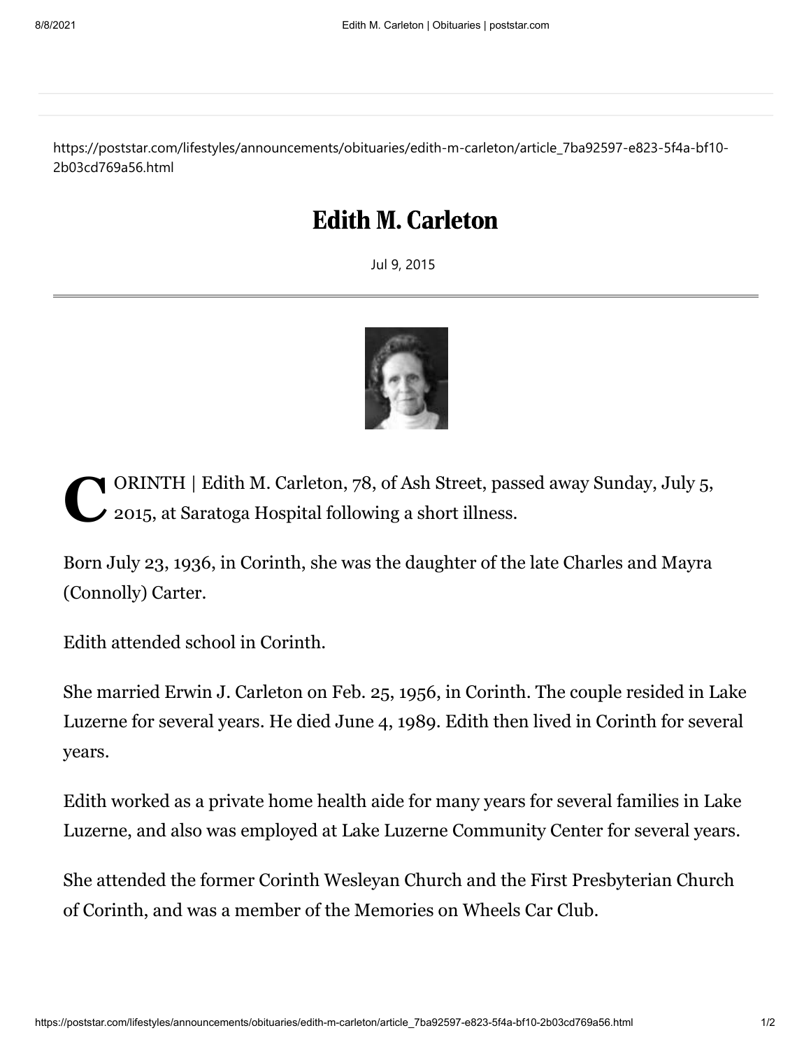https://poststar.com/lifestyles/announcements/obituaries/edith-m-carleton/article_7ba92597-e823-5f4a-bf10-2b03cd769a56.html

# Edith M. Carleton

Jul 9, 2015

CORINTH | Edith M. Carleton, 78, of Ash Street, passed away Sunday, July 5, 2015, at Saratoga Hospital following a short illness.

Born July 23, 1936, in Corinth, she was the daughter of the late Charles and Mayra (Connolly) Carter.

Edith attended school in Corinth.

She married Erwin J. Carleton on Feb. 25, 1956, in Corinth. The couple resided in Lake Luzerne for several years. He died June 4, 1989. Edith then lived in Corinth for several years.

Edith worked as a private home health aide for many years for several families in Lake Luzerne, and also was employed at Lake Luzerne Community Center for several years.

She attended the former Corinth Wesleyan Church and the First Presbyterian Church of Corinth, and was a member of the Memories on Wheels Car Club.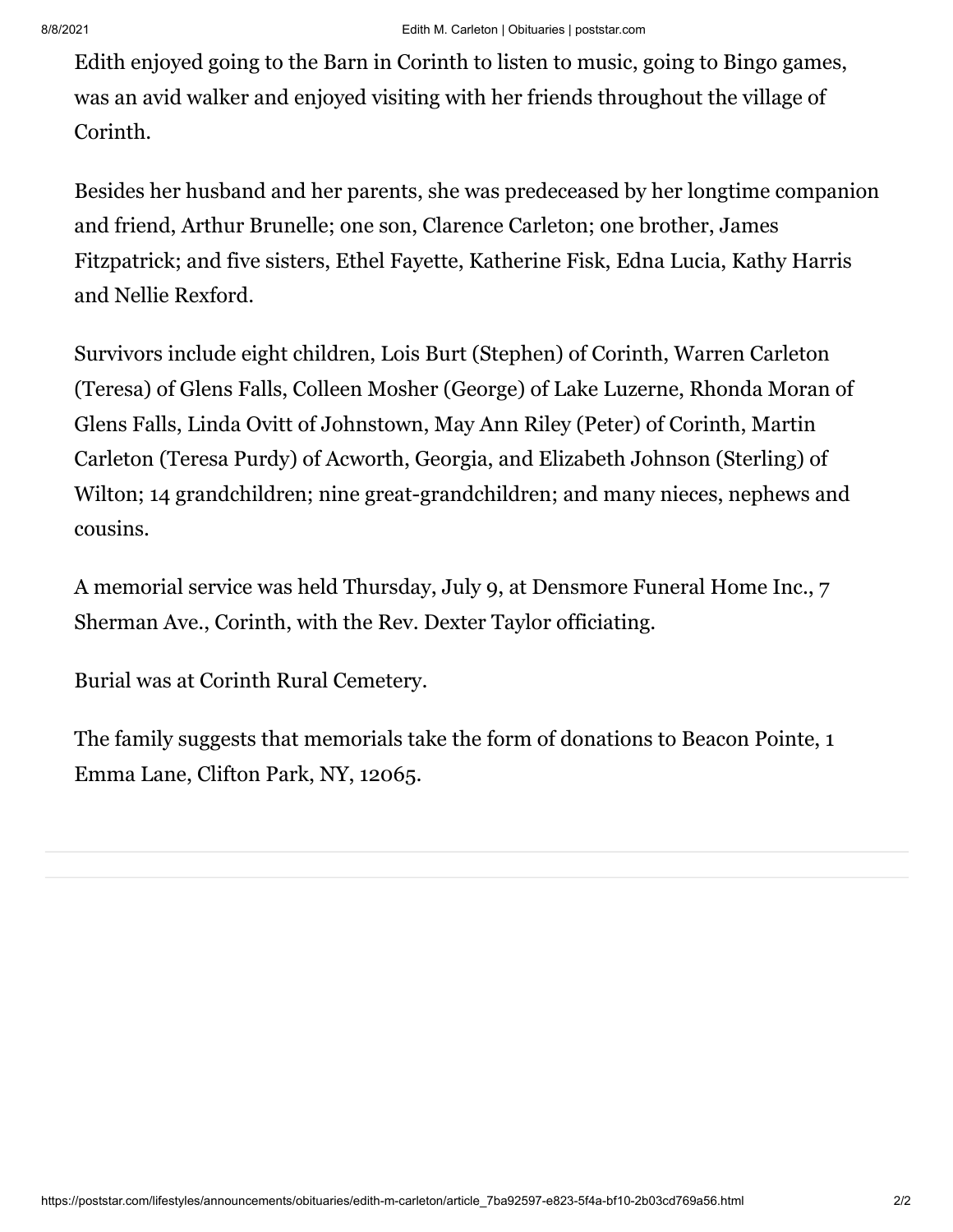Edith enjoyed going to the Barn in Corinth to listen to music, going to Bingo games, was an avid walker and enjoyed visiting with her friends throughout the village of Corinth.

Besides her husband and her parents, she was predeceased by her longtime companion and friend, Arthur Brunelle; one son, Clarence Carleton; one brother, James Fitzpatrick; and five sisters, Ethel Fayette, Katherine Fisk, Edna Lucia, Kathy Harris and Nellie Rexford.

Survivors include eight children, Lois Burt (Stephen) of Corinth, Warren Carleton (Teresa) of Glens Falls, Colleen Mosher (George) of Lake Luzerne, Rhonda Moran of Glens Falls, Linda Ovitt of Johnstown, May Ann Riley (Peter) of Corinth, Martin Carleton (Teresa Purdy) of Acworth, Georgia, and Elizabeth Johnson (Sterling) of Wilton; 14 grandchildren; nine great-grandchildren; and many nieces, nephews and cousins.

A memorial service was held Thursday, July 9, at Densmore Funeral Home Inc., 7 Sherman Ave., Corinth, with the Rev. Dexter Taylor officiating.

Burial was at Corinth Rural Cemetery.

The family suggests that memorials take the form of donations to Beacon Pointe, 1 Emma Lane, Clifton Park, NY, 12065.